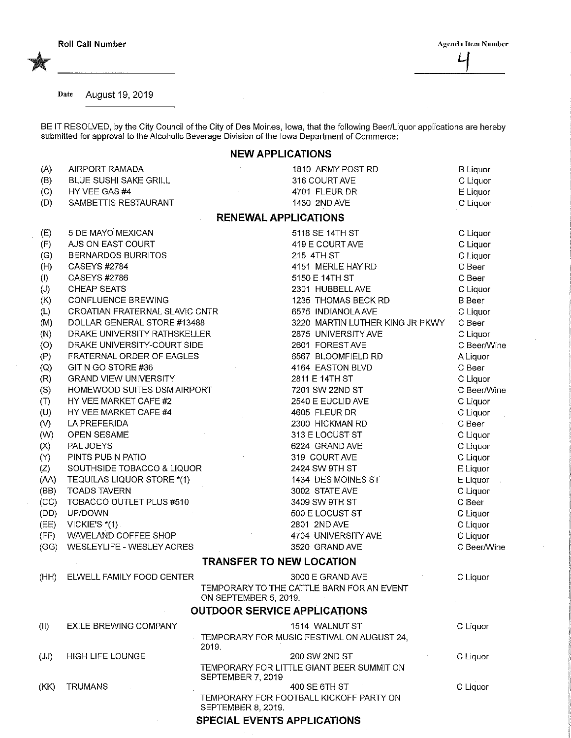Roll Call Number

Agenda Item Number

4

Date August 19, 2019

BE IT RESOLVED, by the City Council of the City of Des Moines, Iowa, that the following Beer/Liquor applications are hereby submitted for approval to the Alcoholic Beverage Division of the Iowa Department of Commerce:

## NEW APPLICATIONS

| | | | |
|---|---|---|---|
| (A) | AIRPORT RAMADA | 1810 ARMY POST RD | B Liquor |
| (B) | BLUE SUSHI SAKE GRILL | 316 COURT AVE | C Liquor |
| (C) | HY VEE GAS #4 | 4701 FLEUR DR | E Liquor |
| (D) | SAMBETTIS RESTAURANT | 1430 2ND AVE | C Liquor |

## RENEWAL APPLICATIONS

| | | | |
|---|---|---|---|
| (E) | 5 DE MAYO MEXICAN | 5118 SE 14TH ST | C Liquor |
| (F) | AJS ON EAST COURT | 419 E COURT AVE | C Liquor |
| (G) | BERNARDOS BURRITOS | 215 4TH ST | C Liquor |
| (H) | CASEYS #2784 | 4151 MERLE HAY RD | C Beer |
| (I) | CASEYS #2786 | 5150 E 14TH ST | C Beer |
| (J) | CHEAP SEATS | 2301 HUBBELL AVE | C Liquor |
| (K) | CONFLUENCE BREWING | 1235 THOMAS BECK RD | B Beer |
| (L) | CROATIAN FRATERNAL SLAVIC CNTR | 6575 INDIANOLA AVE | C Liquor |
| (M) | DOLLAR GENERAL STORE #13488 | 3220 MARTIN LUTHER KING JR PKWY | C Beer |
| (N) | DRAKE UNIVERSITY RATHSKELLER | 2875 UNIVERSITY AVE | C Liquor |
| (O) | DRAKE UNIVERSITY-COURT SIDE | 2601 FOREST AVE | C Beer/Wine |
| (P) | FRATERNAL ORDER OF EAGLES | 6567 BLOOMFIELD RD | A Liquor |
| (Q) | GIT N GO STORE #36 | 4164 EASTON BLVD | C Beer |
| (R) | GRAND VIEW UNIVERSITY | 2811 E 14TH ST | C Liquor |
| (S) | HOMEWOOD SUITES DSM AIRPORT | 7201 SW 22ND ST | C Beer/Wine |
| (T) | HY VEE MARKET CAFE #2 | 2540 E EUCLID AVE | C Liquor |
| (U) | HY VEE MARKET CAFE #4 | 4605 FLEUR DR | C Liquor |
| (V) | LA PREFERIDA | 2300 HICKMAN RD | C Beer |
| (W) | OPEN SESAME | 313 E LOCUST ST | C Liquor |
| (X) | PAL JOEYS | 6224 GRAND AVE | C Liquor |
| (Y) | PINTS PUB N PATIO | 319 COURT AVE | C Liquor |
| (Z) | SOUTHSIDE TOBACCO & LIQUOR | 2424 SW 9TH ST | E Liquor |
| (AA) | TEQUILAS LIQUOR STORE *(1) | 1434 DES MOINES ST | E Liquor |
| (BB) | TOADS TAVERN | 3002 STATE AVE | C Liquor |
| (CC) | TOBACCO OUTLET PLUS #510 | 3409 SW 9TH ST | C Beer |
| (DD) | UP/DOWN | 500 E LOCUST ST | C Liquor |
| (EE) | VICKIE'S *(1) | 2801 2ND AVE | C Liquor |
| (FF) | WAVELAND COFFEE SHOP | 4704 UNIVERSITY AVE | C Liquor |
| (GG) | WESLEYLIFE - WESLEY ACRES | 3520 GRAND AVE | C Beer/Wine |

## TRANSFER TO NEW LOCATION

| | | | |
|---|---|---|---|
| (HH) | ELWELL FAMILY FOOD CENTER | 3000 E GRAND AVE<br>TEMPORARY TO THE CATTLE BARN FOR AN EVENT ON SEPTEMBER 5, 2019. | C Liquor |

## OUTDOOR SERVICE APPLICATIONS

| | | | |
|---|---|---|---|
| (II) | EXILE BREWING COMPANY | 1514 WALNUT ST<br>TEMPORARY FOR MUSIC FESTIVAL ON AUGUST 24, 2019. | C Liquor |
| (JJ) | HIGH LIFE LOUNGE | 200 SW 2ND ST<br>TEMPORARY FOR LITTLE GIANT BEER SUMMIT ON SEPTEMBER 7, 2019 | C Liquor |
| (KK) | TRUMANS | 400 SE 6TH ST<br>TEMPORARY FOR FOOTBALL KICKOFF PARTY ON SEPTEMBER 8, 2019. | C Liquor |

## SPECIAL EVENTS APPLICATIONS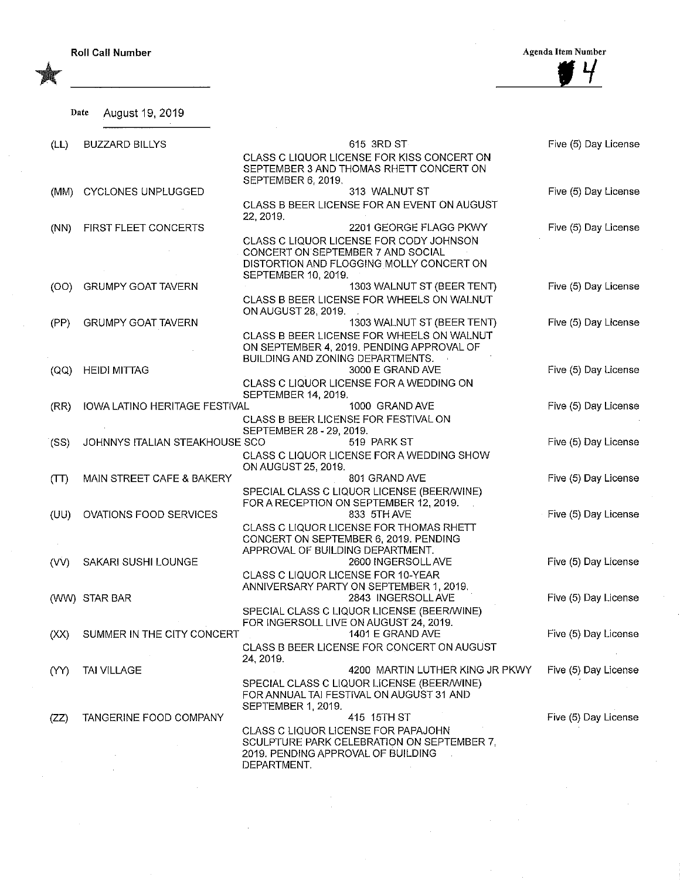Roll Call Number

Agenda Item Number
4

Date August 19, 2019

| | Name | Address / Description | License |
|---|---|---|---|
| (LL) | BUZZARD BILLYS | 615 3RD ST<br>CLASS C LIQUOR LICENSE FOR KISS CONCERT ON SEPTEMBER 3 AND THOMAS RHETT CONCERT ON SEPTEMBER 6, 2019. | Five (5) Day License |
| (MM) | CYCLONES UNPLUGGED | 313 WALNUT ST<br>CLASS B BEER LICENSE FOR AN EVENT ON AUGUST 22, 2019. | Five (5) Day License |
| (NN) | FIRST FLEET CONCERTS | 2201 GEORGE FLAGG PKWY<br>CLASS C LIQUOR LICENSE FOR CODY JOHNSON CONCERT ON SEPTEMBER 7 AND SOCIAL DISTORTION AND FLOGGING MOLLY CONCERT ON SEPTEMBER 10, 2019. | Five (5) Day License |
| (OO) | GRUMPY GOAT TAVERN | 1303 WALNUT ST (BEER TENT)<br>CLASS B BEER LICENSE FOR WHEELS ON WALNUT ON AUGUST 28, 2019. | Five (5) Day License |
| (PP) | GRUMPY GOAT TAVERN | 1303 WALNUT ST (BEER TENT)<br>CLASS B BEER LICENSE FOR WHEELS ON WALNUT ON SEPTEMBER 4, 2019. PENDING APPROVAL OF BUILDING AND ZONING DEPARTMENTS. | Five (5) Day License |
| (QQ) | HEIDI MITTAG | 3000 E GRAND AVE<br>CLASS C LIQUOR LICENSE FOR A WEDDING ON SEPTEMBER 14, 2019. | Five (5) Day License |
| (RR) | IOWA LATINO HERITAGE FESTIVAL | 1000 GRAND AVE<br>CLASS B BEER LICENSE FOR FESTIVAL ON SEPTEMBER 28 - 29, 2019. | Five (5) Day License |
| (SS) | JOHNNYS ITALIAN STEAKHOUSE SCO | 519 PARK ST<br>CLASS C LIQUOR LICENSE FOR A WEDDING SHOW ON AUGUST 25, 2019. | Five (5) Day License |
| (TT) | MAIN STREET CAFE & BAKERY | 801 GRAND AVE<br>SPECIAL CLASS C LIQUOR LICENSE (BEER/WINE) FOR A RECEPTION ON SEPTEMBER 12, 2019. | Five (5) Day License |
| (UU) | OVATIONS FOOD SERVICES | 833 5TH AVE<br>CLASS C LIQUOR LICENSE FOR THOMAS RHETT CONCERT ON SEPTEMBER 6, 2019. PENDING APPROVAL OF BUILDING DEPARTMENT. | Five (5) Day License |
| (VV) | SAKARI SUSHI LOUNGE | 2600 INGERSOLL AVE<br>CLASS C LIQUOR LICENSE FOR 10-YEAR ANNIVERSARY PARTY ON SEPTEMBER 1, 2019. | Five (5) Day License |
| (WW) | STAR BAR | 2843 INGERSOLL AVE<br>SPECIAL CLASS C LIQUOR LICENSE (BEER/WINE) FOR INGERSOLL LIVE ON AUGUST 24, 2019. | Five (5) Day License |
| (XX) | SUMMER IN THE CITY CONCERT | 1401 E GRAND AVE<br>CLASS B BEER LICENSE FOR CONCERT ON AUGUST 24, 2019. | Five (5) Day License |
| (YY) | TAI VILLAGE | 4200 MARTIN LUTHER KING JR PKWY<br>SPECIAL CLASS C LIQUOR LICENSE (BEER/WINE) FOR ANNUAL TAI FESTIVAL ON AUGUST 31 AND SEPTEMBER 1, 2019. | Five (5) Day License |
| (ZZ) | TANGERINE FOOD COMPANY | 415 15TH ST<br>CLASS C LIQUOR LICENSE FOR PAPAJOHN SCULPTURE PARK CELEBRATION ON SEPTEMBER 7, 2019. PENDING APPROVAL OF BUILDING DEPARTMENT. | Five (5) Day License |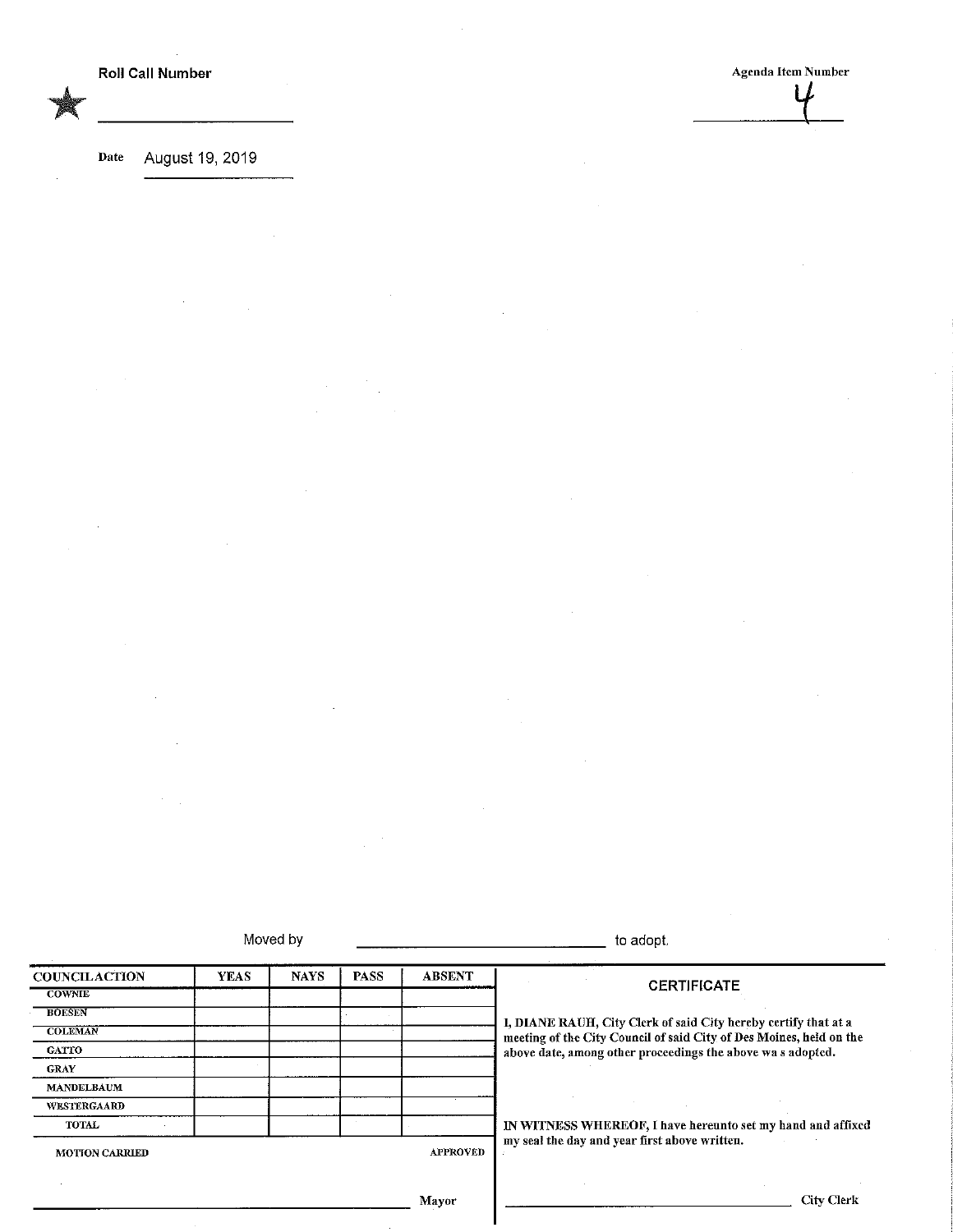★ **Roll Call Number** ____________

**Agenda Item Number** 4

**Date** August 19, 2019

Moved by ____________________ to adopt.

| COUNCILACTION | YEAS | NAYS | PASS | ABSENT |
|---|---|---|---|---|
| COWNIE | | | | |
| BOESEN | | | | |
| COLEMAN | | | | |
| GATTO | | | | |
| GRAY | | | | |
| MANDELBAUM | | | | |
| WESTERGAARD | | | | |
| TOTAL | | | | |

MOTION CARRIED APPROVED

____________________ Mayor

**CERTIFICATE**

**I, DIANE RAUH, City Clerk of said City hereby certify that at a meeting of the City Council of said City of Des Moines, held on the above date, among other proceedings the above wa s adopted.**

**IN WITNESS WHEREOF, I have hereunto set my hand and affixed my seal the day and year first above written.**

____________________ City Clerk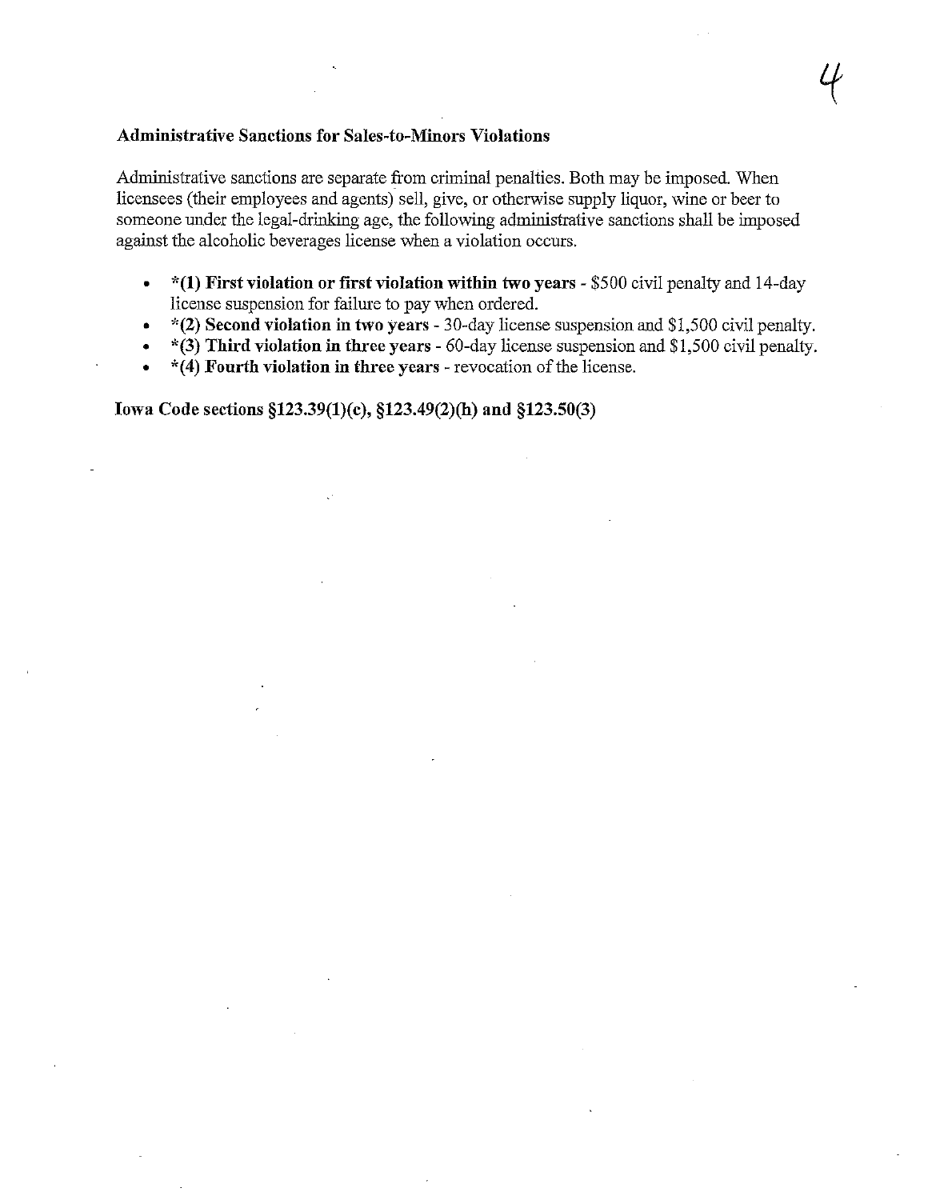**Administrative Sanctions for Sales-to-Minors Violations**

Administrative sanctions are separate from criminal penalties. Both may be imposed. When licensees (their employees and agents) sell, give, or otherwise supply liquor, wine or beer to someone under the legal-drinking age, the following administrative sanctions shall be imposed against the alcoholic beverages license when a violation occurs.

- ***(1) First violation or first violation within two years** - $500 civil penalty and 14-day license suspension for failure to pay when ordered.
- ***(2) Second violation in two years** - 30-day license suspension and $1,500 civil penalty.
- ***(3) Third violation in three years** - 60-day license suspension and $1,500 civil penalty.
- ***(4) Fourth violation in three years** - revocation of the license.

**Iowa Code sections §123.39(1)(c), §123.49(2)(h) and §123.50(3)**